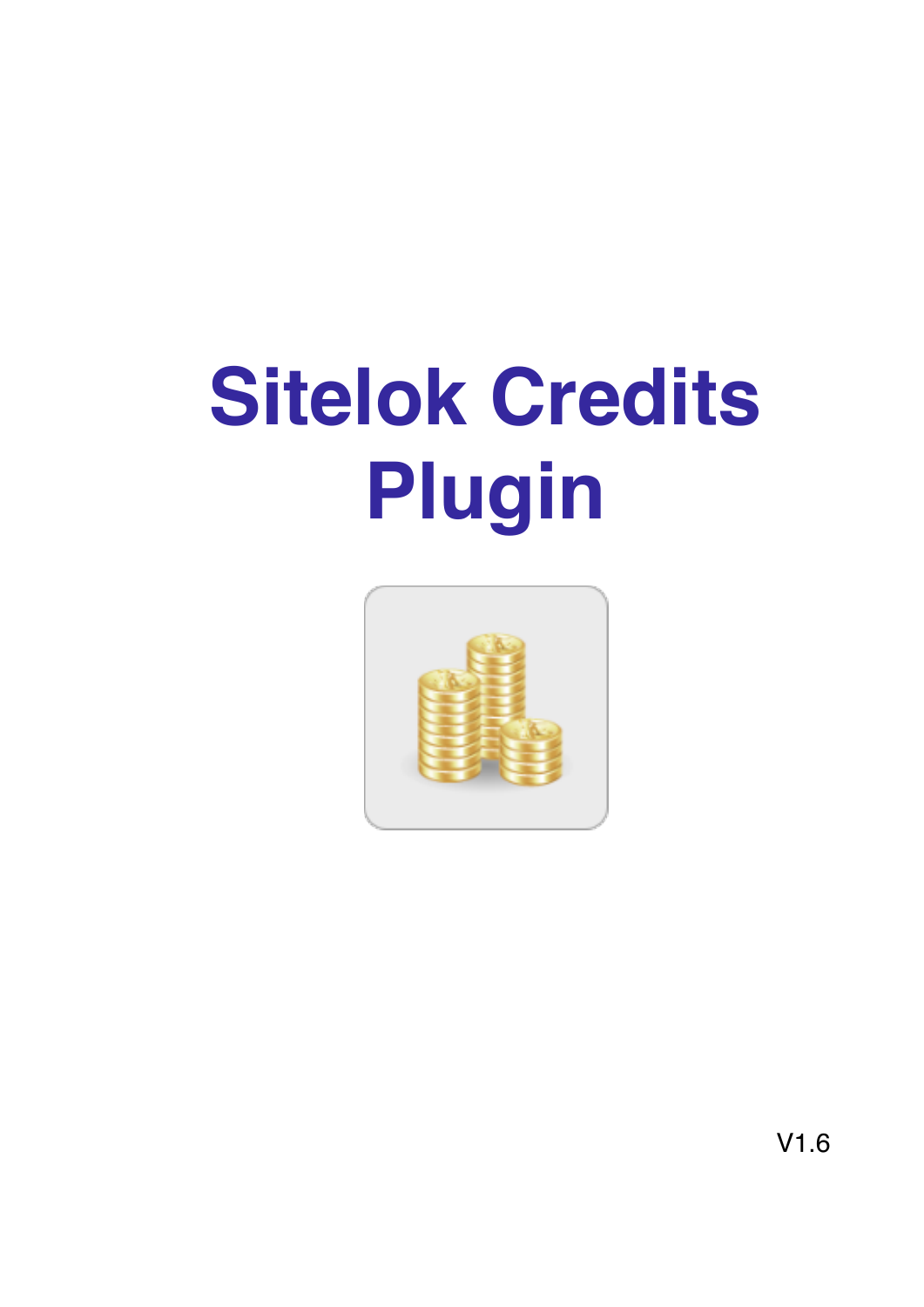# Sitelok Credits Plugin

V1.6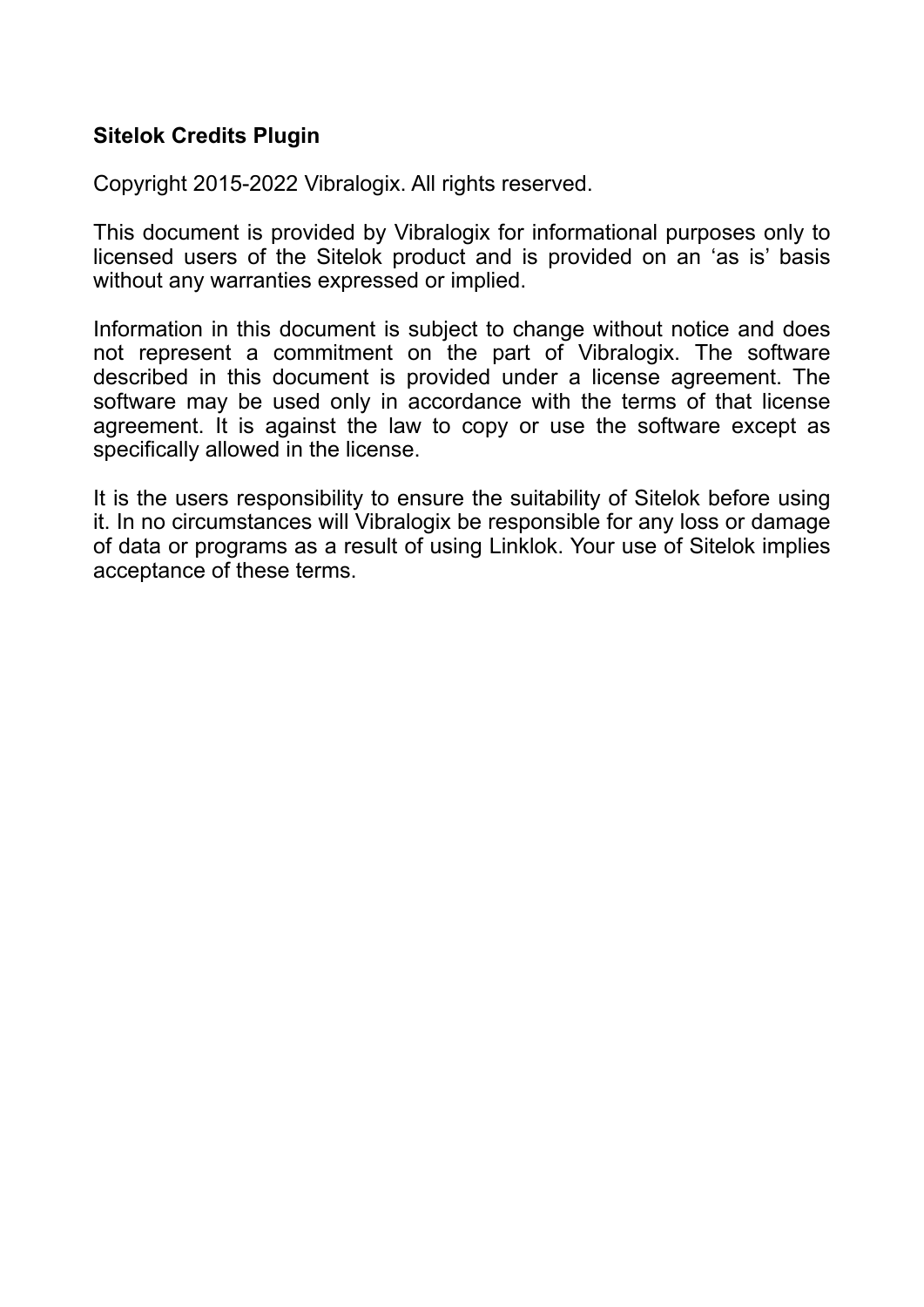**Sitelok Credits Plugin**

Copyright 2015-2022 Vibralogix. All rights reserved.

This document is provided by Vibralogix for informational purposes only to licensed users of the Sitelok product and is provided on an 'as is' basis without any warranties expressed or implied.

Information in this document is subject to change without notice and does not represent a commitment on the part of Vibralogix. The software described in this document is provided under a license agreement. The software may be used only in accordance with the terms of that license agreement. It is against the law to copy or use the software except as specifically allowed in the license.

It is the users responsibility to ensure the suitability of Sitelok before using it. In no circumstances will Vibralogix be responsible for any loss or damage of data or programs as a result of using Linklok. Your use of Sitelok implies acceptance of these terms.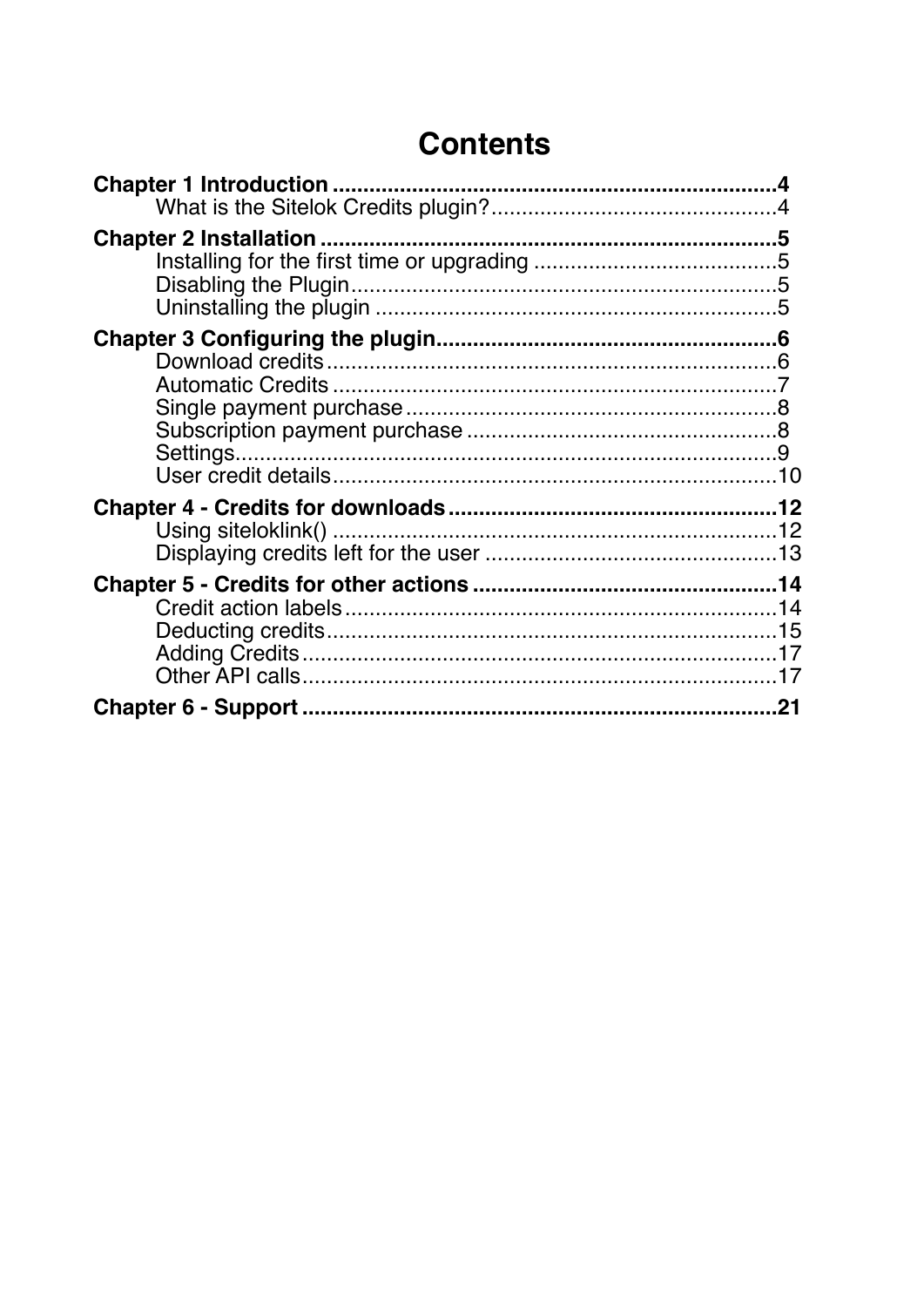# Contents

**Chapter 1 Introduction** ........................................................................**4**
- What is the Sitelok Credits plugin?.................................................4

**Chapter 2 Installation** ...........................................................................**5**
- Installing for the first time or upgrading ........................................5
- Disabling the Plugin.......................................................................5
- Uninstalling the plugin ...................................................................5

**Chapter 3 Configuring the plugin**........................................................**6**
- Download credits ...........................................................................6
- Automatic Credits ..........................................................................7
- Single payment purchase ..............................................................8
- Subscription payment purchase ....................................................8
- Settings..........................................................................................9
- User credit details.........................................................................10

**Chapter 4 - Credits for downloads**......................................................**12**
- Using siteloklink() .........................................................................12
- Displaying credits left for the user .................................................13

**Chapter 5 - Credits for other actions** ..................................................**14**
- Credit action labels .......................................................................14
- Deducting credits..........................................................................15
- Adding Credits ..............................................................................17
- Other API calls..............................................................................17

**Chapter 6 - Support** ..............................................................................**21**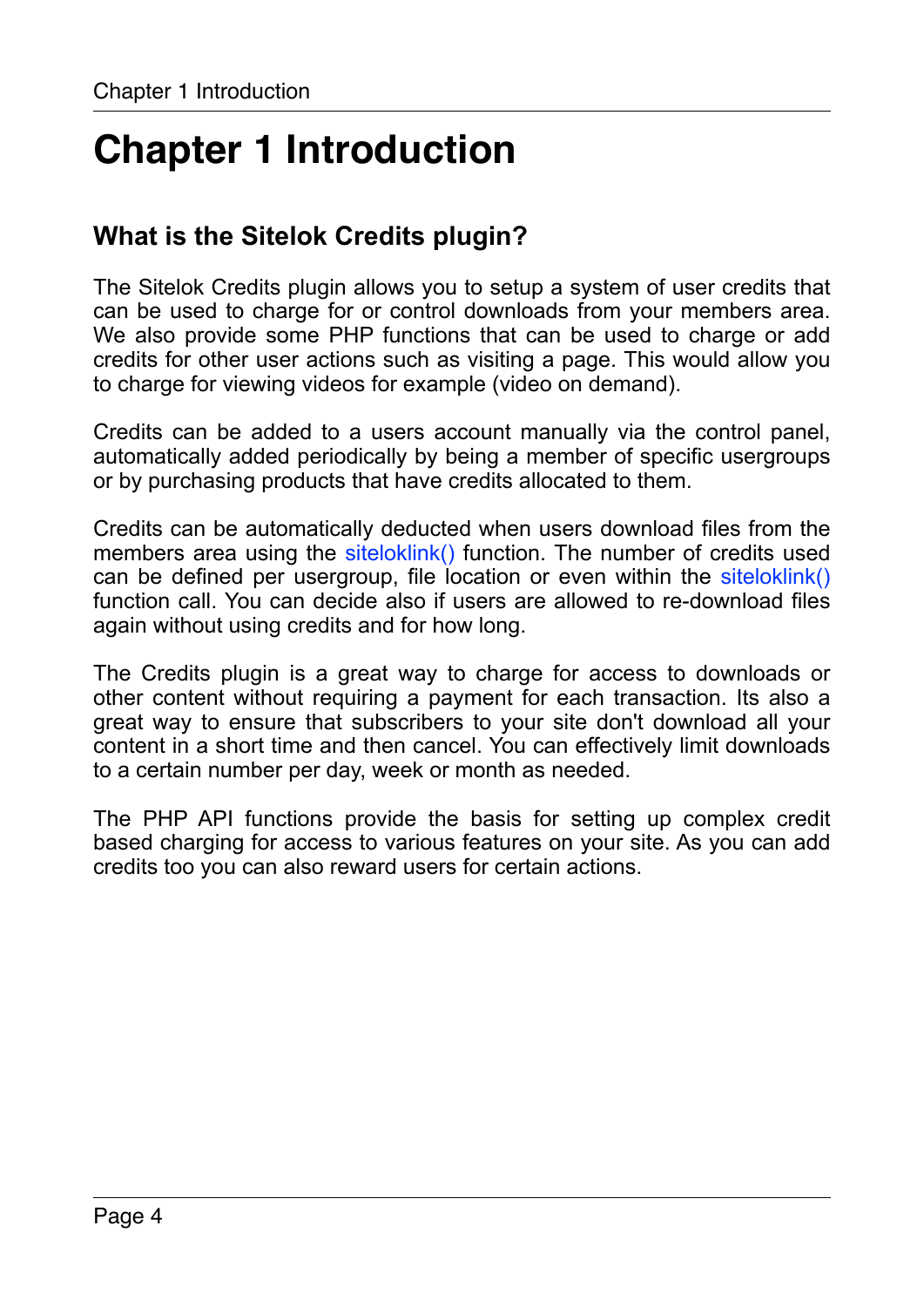# Chapter 1 Introduction

## What is the Sitelok Credits plugin?

The Sitelok Credits plugin allows you to setup a system of user credits that can be used to charge for or control downloads from your members area. We also provide some PHP functions that can be used to charge or add credits for other user actions such as visiting a page. This would allow you to charge for viewing videos for example (video on demand).

Credits can be added to a users account manually via the control panel, automatically added periodically by being a member of specific usergroups or by purchasing products that have credits allocated to them.

Credits can be automatically deducted when users download files from the members area using the siteloklink() function. The number of credits used can be defined per usergroup, file location or even within the siteloklink() function call. You can decide also if users are allowed to re-download files again without using credits and for how long.

The Credits plugin is a great way to charge for access to downloads or other content without requiring a payment for each transaction. Its also a great way to ensure that subscribers to your site don't download all your content in a short time and then cancel. You can effectively limit downloads to a certain number per day, week or month as needed.

The PHP API functions provide the basis for setting up complex credit based charging for access to various features on your site. As you can add credits too you can also reward users for certain actions.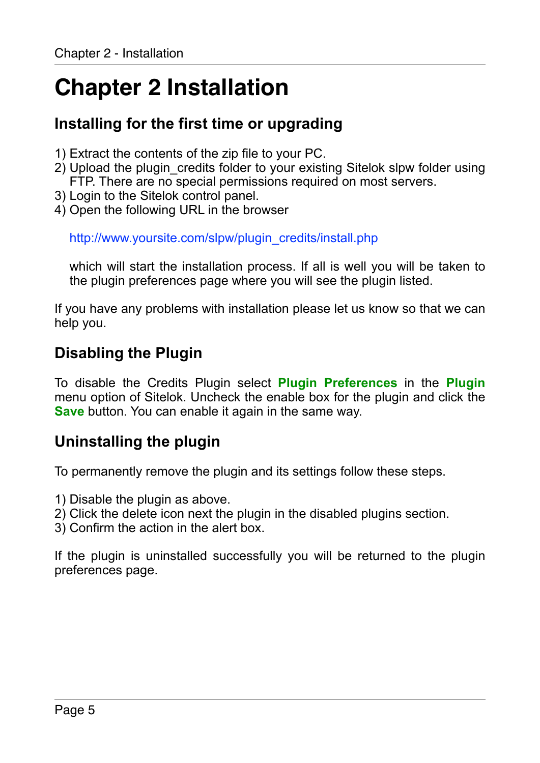# Chapter 2 Installation

## Installing for the first time or upgrading

1) Extract the contents of the zip file to your PC.
2) Upload the plugin_credits folder to your existing Sitelok slpw folder using FTP. There are no special permissions required on most servers.
3) Login to the Sitelok control panel.
4) Open the following URL in the browser

   http://www.yoursite.com/slpw/plugin_credits/install.php

   which will start the installation process. If all is well you will be taken to the plugin preferences page where you will see the plugin listed.

If you have any problems with installation please let us know so that we can help you.

## Disabling the Plugin

To disable the Credits Plugin select **Plugin Preferences** in the **Plugin** menu option of Sitelok. Uncheck the enable box for the plugin and click the **Save** button. You can enable it again in the same way.

## Uninstalling the plugin

To permanently remove the plugin and its settings follow these steps.

1) Disable the plugin as above.
2) Click the delete icon next the plugin in the disabled plugins section.
3) Confirm the action in the alert box.

If the plugin is uninstalled successfully you will be returned to the plugin preferences page.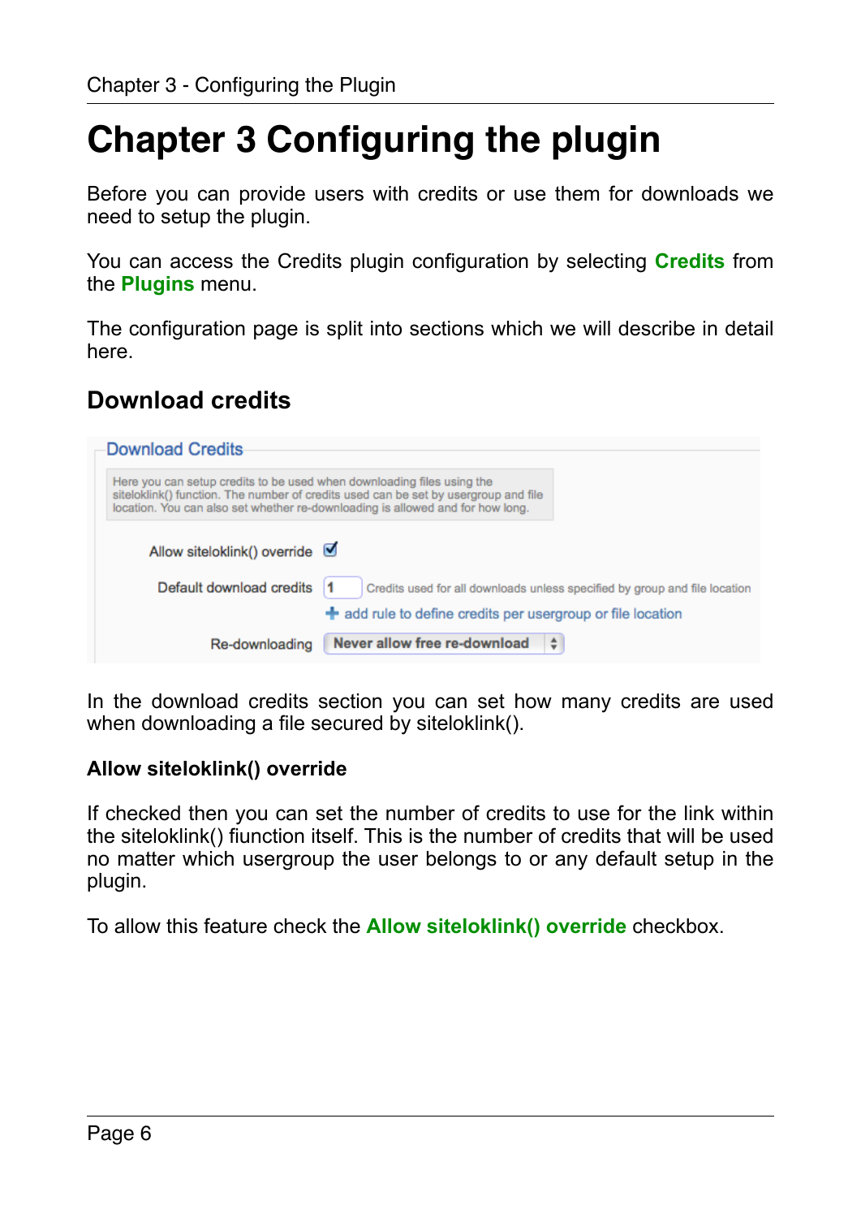# Chapter 3 Configuring the plugin

Before you can provide users with credits or use them for downloads we need to setup the plugin.

You can access the Credits plugin configuration by selecting **Credits** from the **Plugins** menu.

The configuration page is split into sections which we will describe in detail here.

## Download credits

In the download credits section you can set how many credits are used when downloading a file secured by siteloklink().

### Allow siteloklink() override

If checked then you can set the number of credits to use for the link within the siteloklink() fiunction itself. This is the number of credits that will be used no matter which usergroup the user belongs to or any default setup in the plugin.

To allow this feature check the **Allow siteloklink() override** checkbox.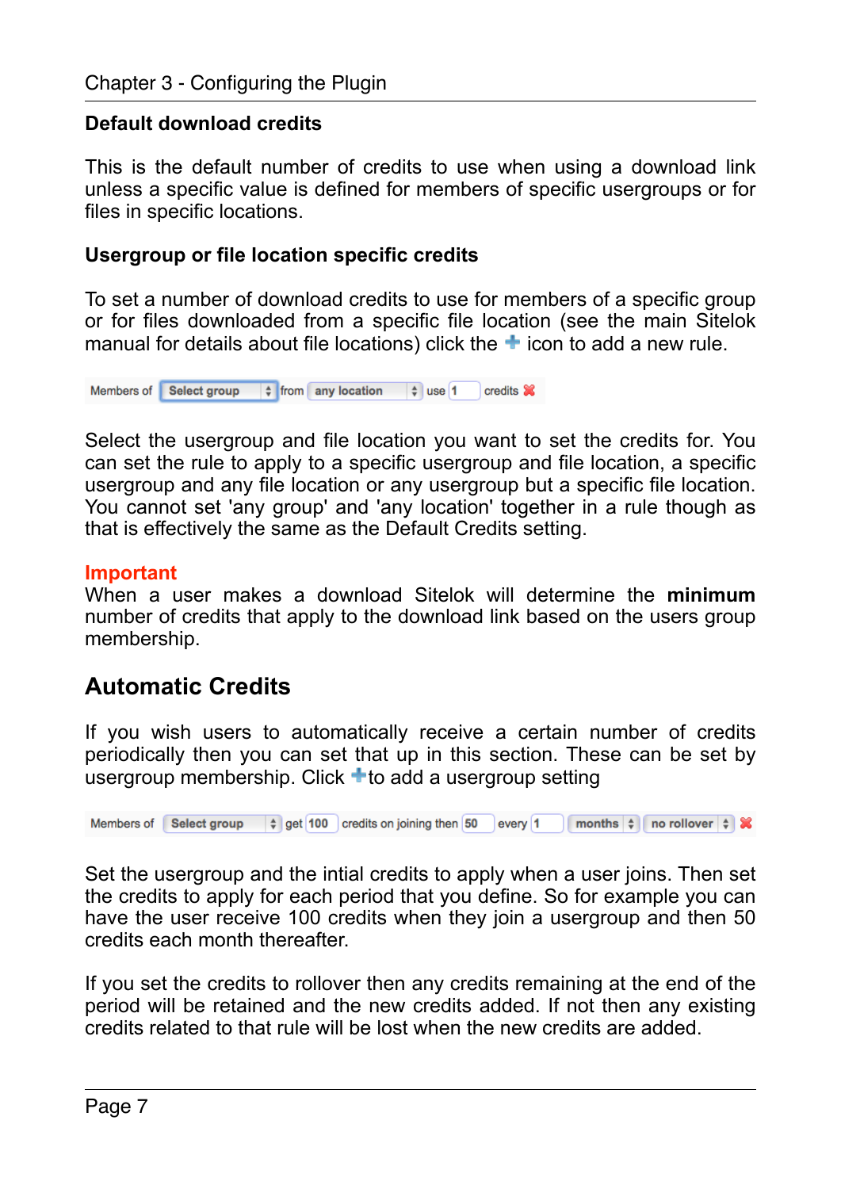### Default download credits

This is the default number of credits to use when using a download link unless a specific value is defined for members of specific usergroups or for files in specific locations.

### Usergroup or file location specific credits

To set a number of download credits to use for members of a specific group or for files downloaded from a specific file location (see the main Sitelok manual for details about file locations) click the + icon to add a new rule.

Members of [Select group] from [any location] use [1] credits ✖

Select the usergroup and file location you want to set the credits for. You can set the rule to apply to a specific usergroup and file location, a specific usergroup and any file location or any usergroup but a specific file location. You cannot set 'any group' and 'any location' together in a rule though as that is effectively the same as the Default Credits setting.

**Important**

When a user makes a download Sitelok will determine the **minimum** number of credits that apply to the download link based on the users group membership.

## Automatic Credits

If you wish users to automatically receive a certain number of credits periodically then you can set that up in this section. These can be set by usergroup membership. Click +to add a usergroup setting

Members of [Select group] get [100] credits on joining then [50] every [1] [months] [no rollover] ✖

Set the usergroup and the intial credits to apply when a user joins. Then set the credits to apply for each period that you define. So for example you can have the user receive 100 credits when they join a usergroup and then 50 credits each month thereafter.

If you set the credits to rollover then any credits remaining at the end of the period will be retained and the new credits added. If not then any existing credits related to that rule will be lost when the new credits are added.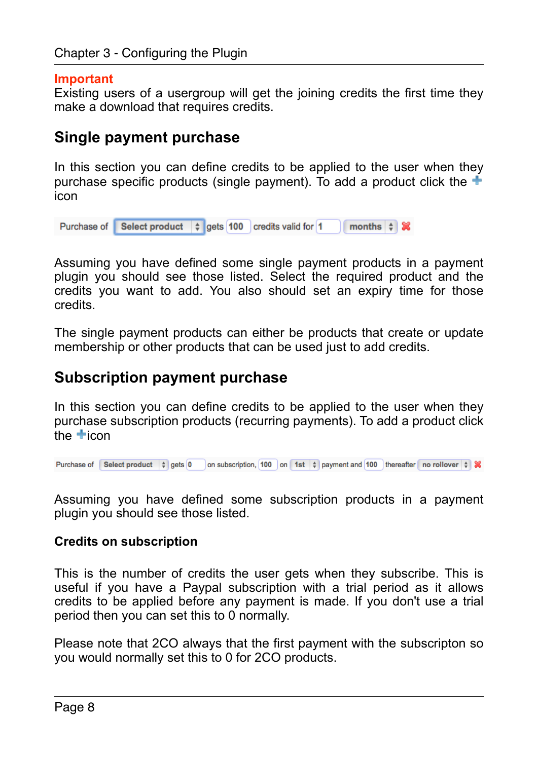**Important**
Existing users of a usergroup will get the joining credits the first time they make a download that requires credits.

## Single payment purchase

In this section you can define credits to be applied to the user when they purchase specific products (single payment). To add a product click the + icon

Purchase of [Select product] gets [100] credits valid for [1] [months] ✖

Assuming you have defined some single payment products in a payment plugin you should see those listed. Select the required product and the credits you want to add. You also should set an expiry time for those credits.

The single payment products can either be products that create or update membership or other products that can be used just to add credits.

## Subscription payment purchase

In this section you can define credits to be applied to the user when they purchase subscription products (recurring payments). To add a product click the + icon

Purchase of [Select product] gets [0] on subscription, [100] on [1st] payment and [100] thereafter [no rollover] ✖

Assuming you have defined some subscription products in a payment plugin you should see those listed.

### Credits on subscription

This is the number of credits the user gets when they subscribe. This is useful if you have a Paypal subscription with a trial period as it allows credits to be applied before any payment is made. If you don't use a trial period then you can set this to 0 normally.

Please note that 2CO always that the first payment with the subscripton so you would normally set this to 0 for 2CO products.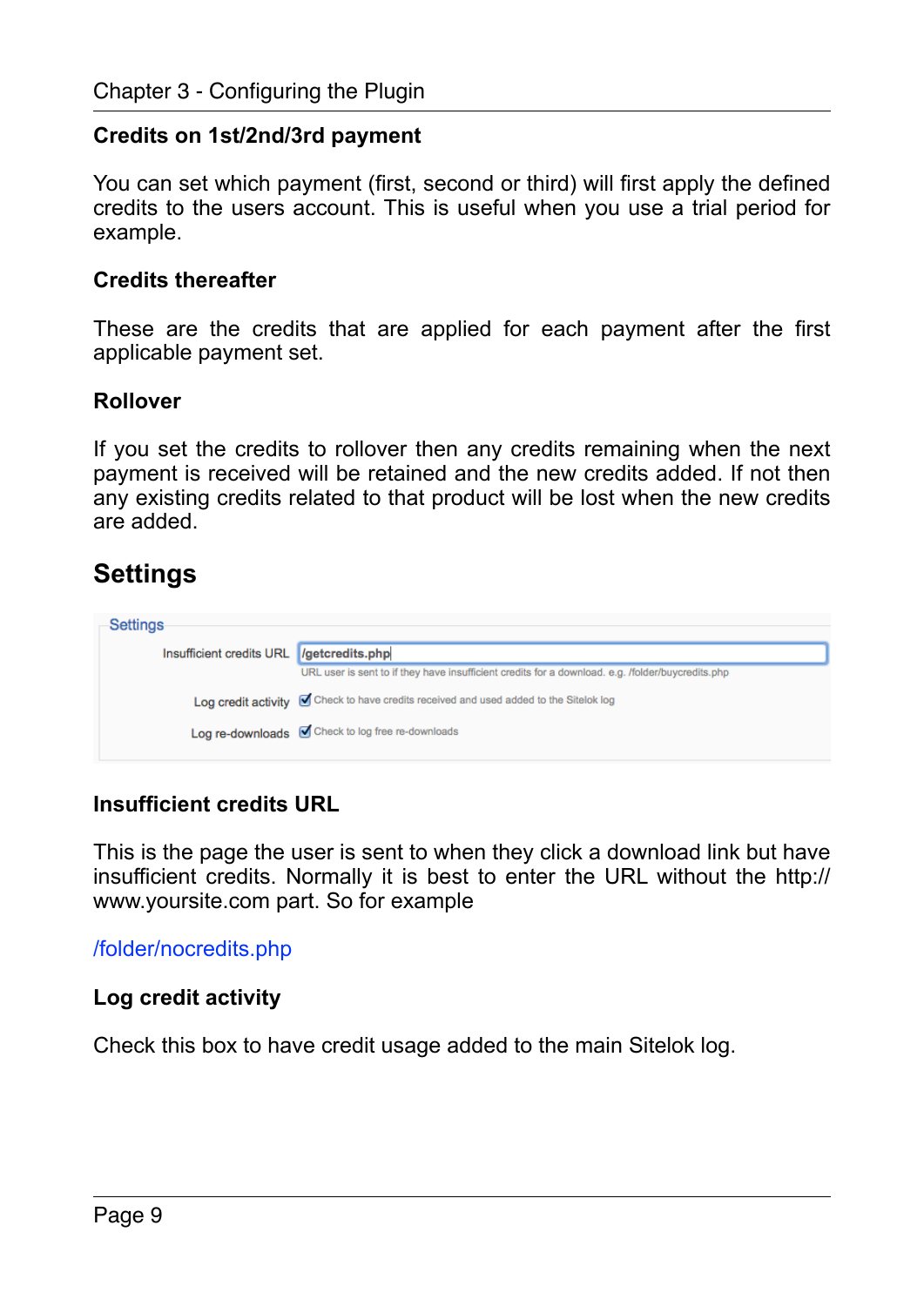### Credits on 1st/2nd/3rd payment

You can set which payment (first, second or third) will first apply the defined credits to the users account. This is useful when you use a trial period for example.

### Credits thereafter

These are the credits that are applied for each payment after the first applicable payment set.

### Rollover

If you set the credits to rollover then any credits remaining when the next payment is received will be retained and the new credits added. If not then any existing credits related to that product will be lost when the new credits are added.

## Settings

Settings

Insufficient credits URL /getcredits.php
URL user is sent to if they have insufficient credits for a download. e.g. /folder/buycredits.php

Log credit activity ☑ Check to have credits received and used added to the Sitelok log

Log re-downloads ☑ Check to log free re-downloads

### Insufficient credits URL

This is the page the user is sent to when they click a download link but have insufficient credits. Normally it is best to enter the URL without the http://www.yoursite.com part. So for example

/folder/nocredits.php

### Log credit activity

Check this box to have credit usage added to the main Sitelok log.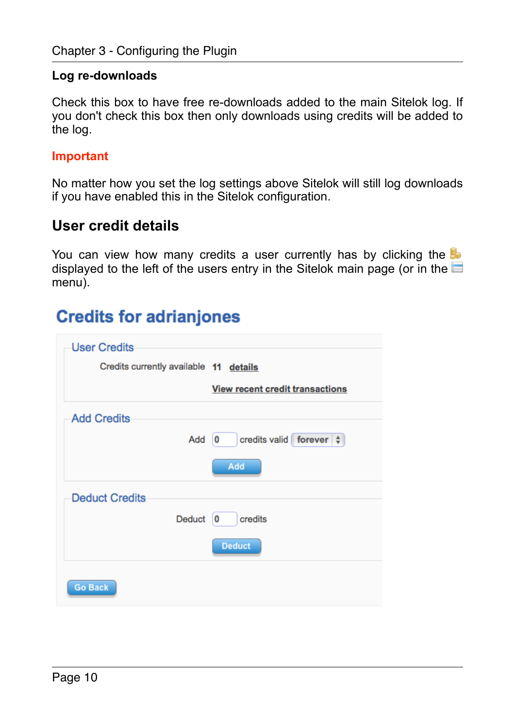### Log re-downloads

Check this box to have free re-downloads added to the main Sitelok log. If you don't check this box then only downloads using credits will be added to the log.

**Important**

No matter how you set the log settings above Sitelok will still log downloads if you have enabled this in the Sitelok configuration.

## User credit details

You can view how many credits a user currently has by clicking the displayed to the left of the users entry in the Sitelok main page (or in the menu).

# Credits for adrianjones

**User Credits**

Credits currently available **11** details

View recent credit transactions

**Add Credits**

Add 0 credits valid forever

Add

**Deduct Credits**

Deduct 0 credits

Deduct

Go Back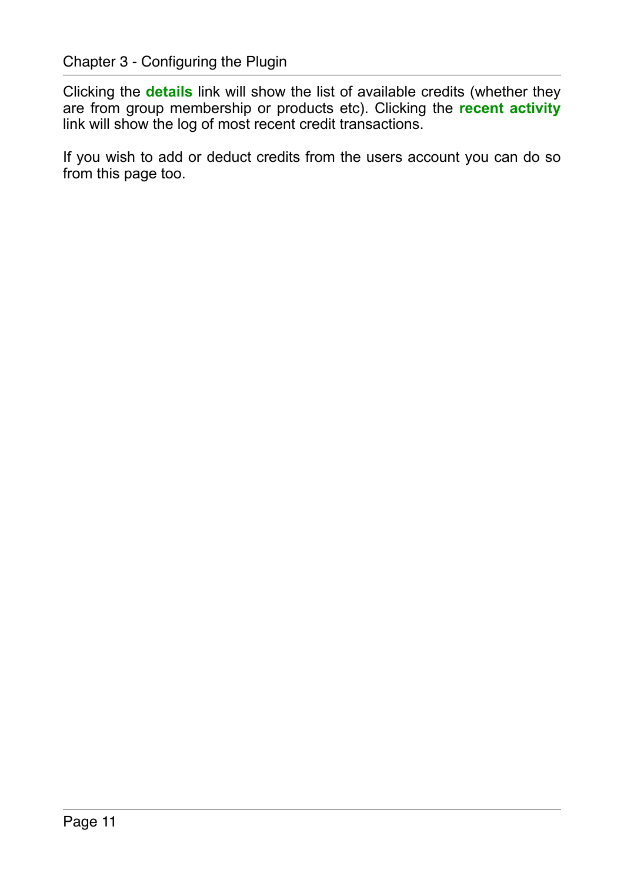Clicking the **details** link will show the list of available credits (whether they are from group membership or products etc). Clicking the **recent activity** link will show the log of most recent credit transactions.

If you wish to add or deduct credits from the users account you can do so from this page too.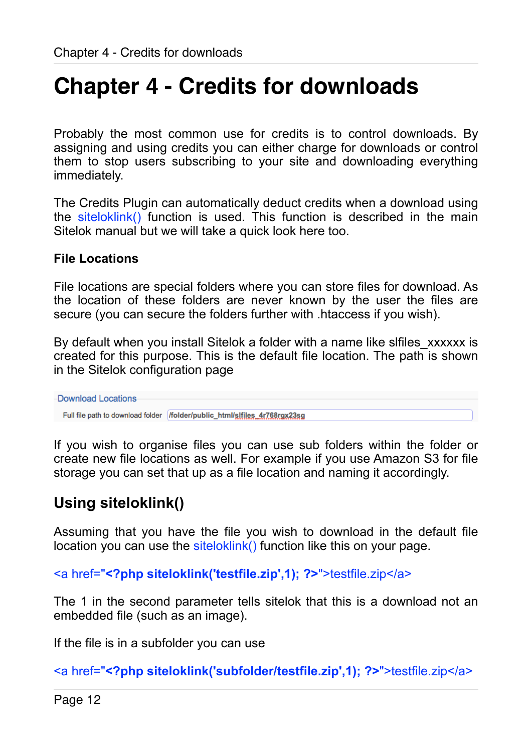# Chapter 4 - Credits for downloads

Probably the most common use for credits is to control downloads. By assigning and using credits you can either charge for downloads or control them to stop users subscribing to your site and downloading everything immediately.

The Credits Plugin can automatically deduct credits when a download using the siteloklink() function is used. This function is described in the main Sitelok manual but we will take a quick look here too.

**File Locations**

File locations are special folders where you can store files for download. As the location of these folders are never known by the user the files are secure (you can secure the folders further with .htaccess if you wish).

By default when you install Sitelok a folder with a name like slfiles_xxxxxx is created for this purpose. This is the default file location. The path is shown in the Sitelok configuration page

Download Locations

Full file path to download folder /folder/public_html/slfiles_4r768rgx23sg

If you wish to organise files you can use sub folders within the folder or create new file locations as well. For example if you use Amazon S3 for file storage you can set that up as a file location and naming it accordingly.

## Using siteloklink()

Assuming that you have the file you wish to download in the default file location you can use the siteloklink() function like this on your page.

```
<a href="<?php siteloklink('testfile.zip',1); ?>">testfile.zip</a>
```

The 1 in the second parameter tells sitelok that this is a download not an embedded file (such as an image).

If the file is in a subfolder you can use

```
<a href="<?php siteloklink('subfolder/testfile.zip',1); ?>">testfile.zip</a>
```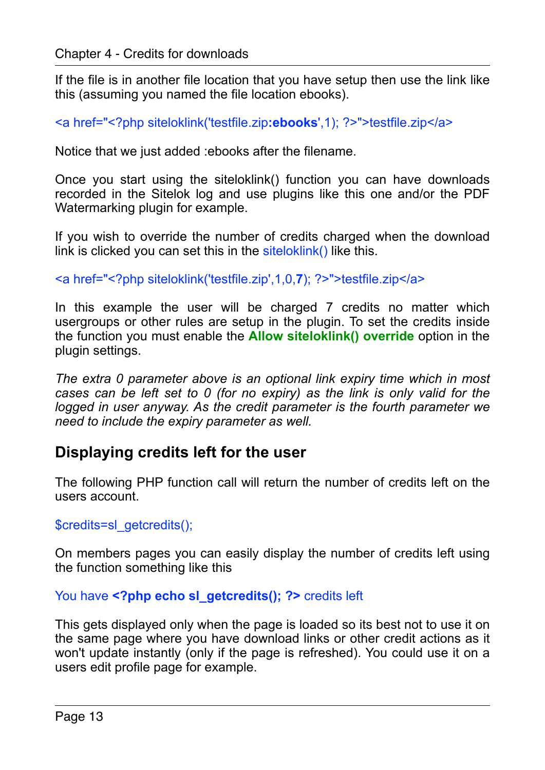If the file is in another file location that you have setup then use the link like this (assuming you named the file location ebooks).

```
<a href="<?php siteloklink('testfile.zip:ebooks',1); ?>">testfile.zip</a>
```

Notice that we just added :ebooks after the filename.

Once you start using the siteloklink() function you can have downloads recorded in the Sitelok log and use plugins like this one and/or the PDF Watermarking plugin for example.

If you wish to override the number of credits charged when the download link is clicked you can set this in the siteloklink() like this.

```
<a href="<?php siteloklink('testfile.zip',1,0,7); ?>">testfile.zip</a>
```

In this example the user will be charged 7 credits no matter which usergroups or other rules are setup in the plugin. To set the credits inside the function you must enable the **Allow siteloklink() override** option in the plugin settings.

*The extra 0 parameter above is an optional link expiry time which in most cases can be left set to 0 (for no expiry) as the link is only valid for the logged in user anyway. As the credit parameter is the fourth parameter we need to include the expiry parameter as well.*

## Displaying credits left for the user

The following PHP function call will return the number of credits left on the users account.

```
$credits=sl_getcredits();
```

On members pages you can easily display the number of credits left using the function something like this

```
You have <?php echo sl_getcredits(); ?> credits left
```

This gets displayed only when the page is loaded so its best not to use it on the same page where you have download links or other credit actions as it won't update instantly (only if the page is refreshed). You could use it on a users edit profile page for example.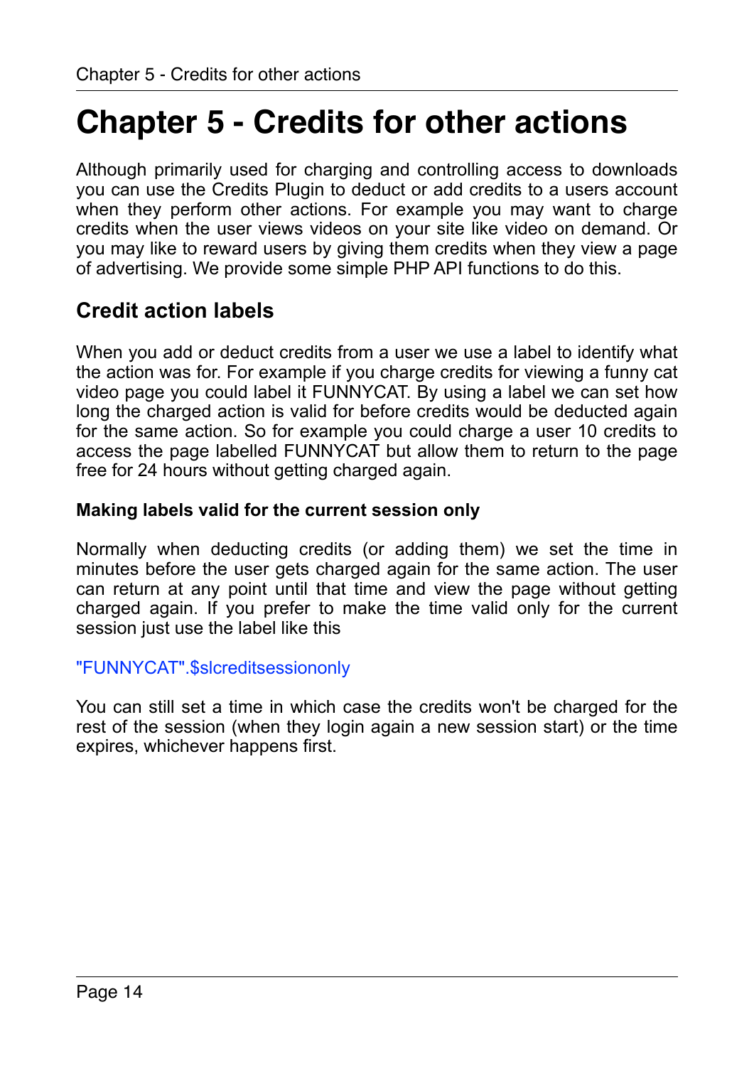# Chapter 5 - Credits for other actions

Although primarily used for charging and controlling access to downloads you can use the Credits Plugin to deduct or add credits to a users account when they perform other actions. For example you may want to charge credits when the user views videos on your site like video on demand. Or you may like to reward users by giving them credits when they view a page of advertising. We provide some simple PHP API functions to do this.

## Credit action labels

When you add or deduct credits from a user we use a label to identify what the action was for. For example if you charge credits for viewing a funny cat video page you could label it FUNNYCAT. By using a label we can set how long the charged action is valid for before credits would be deducted again for the same action. So for example you could charge a user 10 credits to access the page labelled FUNNYCAT but allow them to return to the page free for 24 hours without getting charged again.

### Making labels valid for the current session only

Normally when deducting credits (or adding them) we set the time in minutes before the user gets charged again for the same action. The user can return at any point until that time and view the page without getting charged again. If you prefer to make the time valid only for the current session just use the label like this

```
"FUNNYCAT".$slcreditsessiononly
```

You can still set a time in which case the credits won't be charged for the rest of the session (when they login again a new session start) or the time expires, whichever happens first.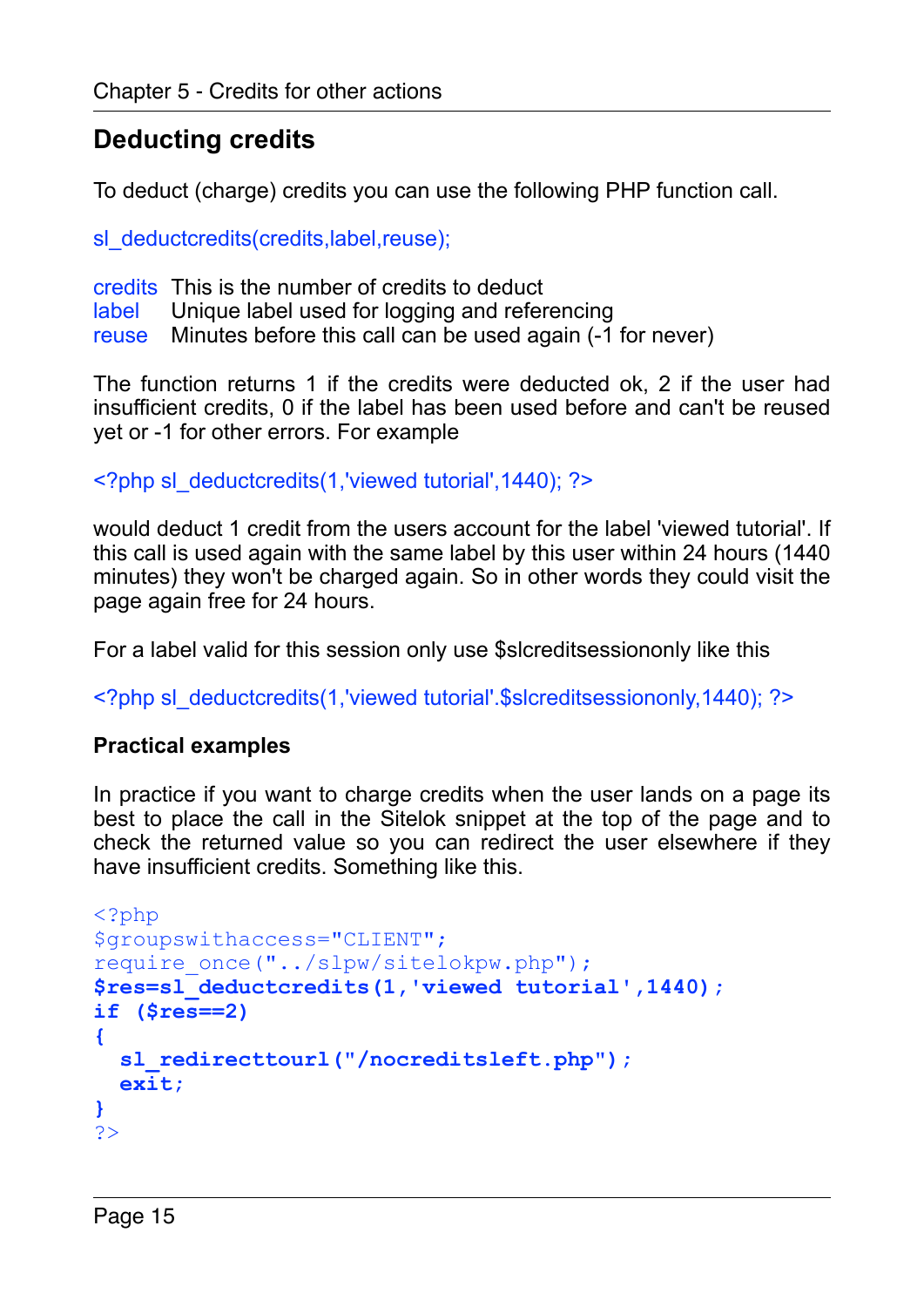## Deducting credits

To deduct (charge) credits you can use the following PHP function call.

sl_deductcredits(credits,label,reuse);

credits This is the number of credits to deduct
label Unique label used for logging and referencing
reuse Minutes before this call can be used again (-1 for never)

The function returns 1 if the credits were deducted ok, 2 if the user had insufficient credits, 0 if the label has been used before and can't be reused yet or -1 for other errors. For example

<?php sl_deductcredits(1,'viewed tutorial',1440); ?>

would deduct 1 credit from the users account for the label 'viewed tutorial'. If this call is used again with the same label by this user within 24 hours (1440 minutes) they won't be charged again. So in other words they could visit the page again free for 24 hours.

For a label valid for this session only use $slcreditsessiononly like this

<?php sl_deductcredits(1,'viewed tutorial'.$slcreditsessiononly,1440); ?>

### Practical examples

In practice if you want to charge credits when the user lands on a page its best to place the call in the Sitelok snippet at the top of the page and to check the returned value so you can redirect the user elsewhere if they have insufficient credits. Something like this.

```
<?php
$groupswithaccess="CLIENT";
require_once("../slpw/sitelokpw.php");
$res=sl_deductcredits(1,'viewed tutorial',1440);
if ($res==2)
{
  sl_redirecttourl("/nocreditsleft.php");
  exit;
}
?>
```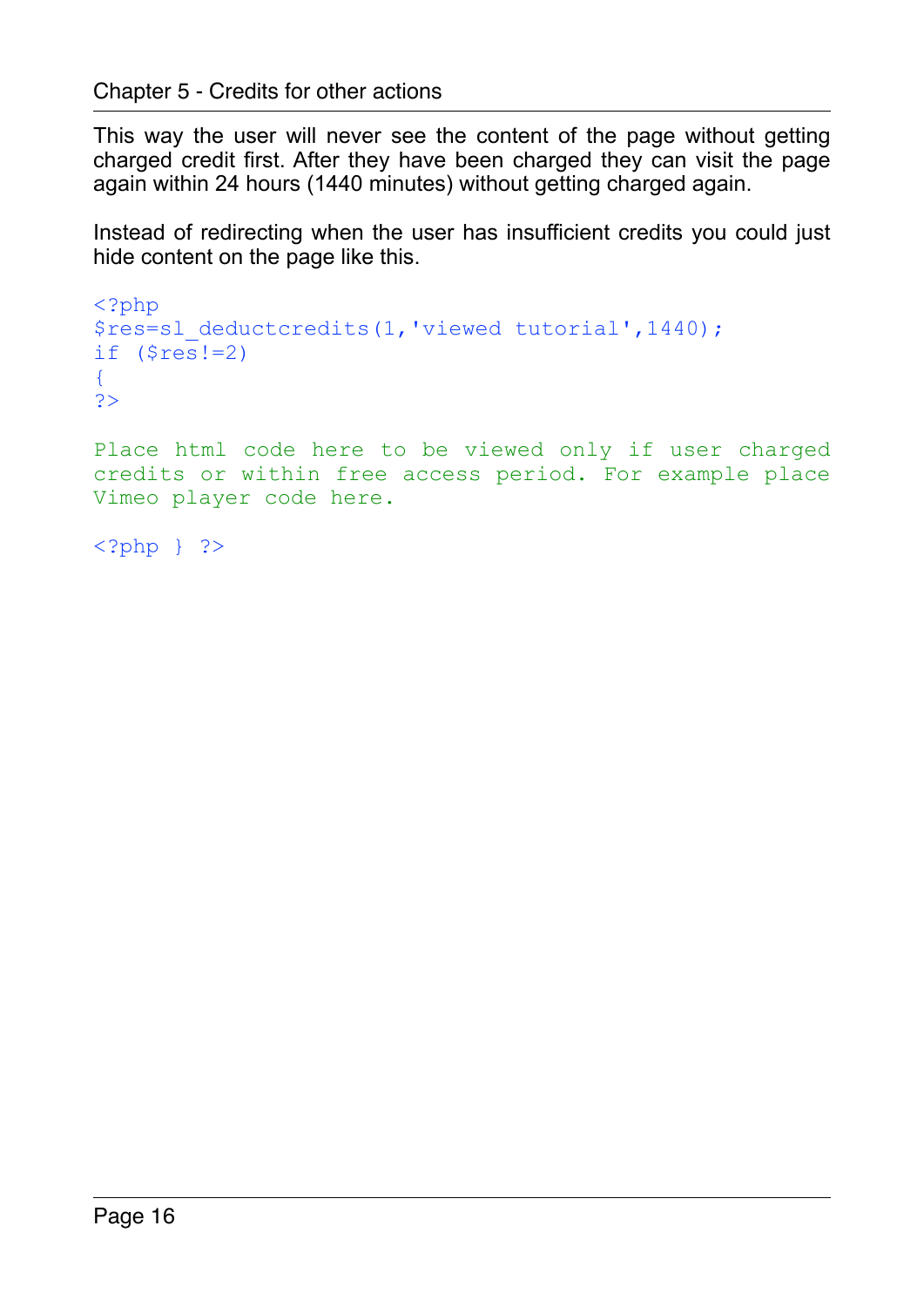This way the user will never see the content of the page without getting charged credit first. After they have been charged they can visit the page again within 24 hours (1440 minutes) without getting charged again.

Instead of redirecting when the user has insufficient credits you could just hide content on the page like this.

```
<?php
$res=sl_deductcredits(1,'viewed tutorial',1440);
if ($res!=2)
{
?>

Place html code here to be viewed only if user charged credits or within free access period. For example place Vimeo player code here.

<?php } ?>
```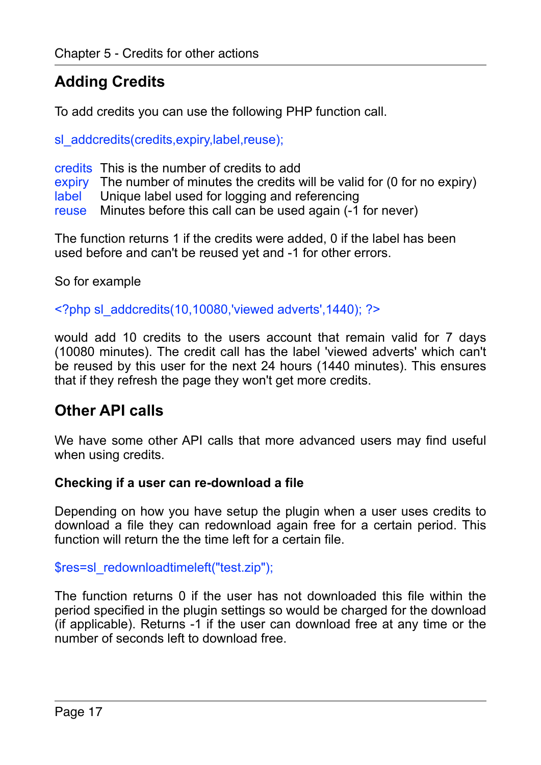## Adding Credits

To add credits you can use the following PHP function call.

```
sl_addcredits(credits,expiry,label,reuse);
```

| | |
|---|---|
| credits | This is the number of credits to add |
| expiry | The number of minutes the credits will be valid for (0 for no expiry) |
| label | Unique label used for logging and referencing |
| reuse | Minutes before this call can be used again (-1 for never) |

The function returns 1 if the credits were added, 0 if the label has been used before and can't be reused yet and -1 for other errors.

So for example

```
<?php sl_addcredits(10,10080,'viewed adverts',1440); ?>
```

would add 10 credits to the users account that remain valid for 7 days (10080 minutes). The credit call has the label 'viewed adverts' which can't be reused by this user for the next 24 hours (1440 minutes). This ensures that if they refresh the page they won't get more credits.

## Other API calls

We have some other API calls that more advanced users may find useful when using credits.

### Checking if a user can re-download a file

Depending on how you have setup the plugin when a user uses credits to download a file they can redownload again free for a certain period. This function will return the the time left for a certain file.

```
$res=sl_redownloadtimeleft("test.zip");
```

The function returns 0 if the user has not downloaded this file within the period specified in the plugin settings so would be charged for the download (if applicable). Returns -1 if the user can download free at any time or the number of seconds left to download free.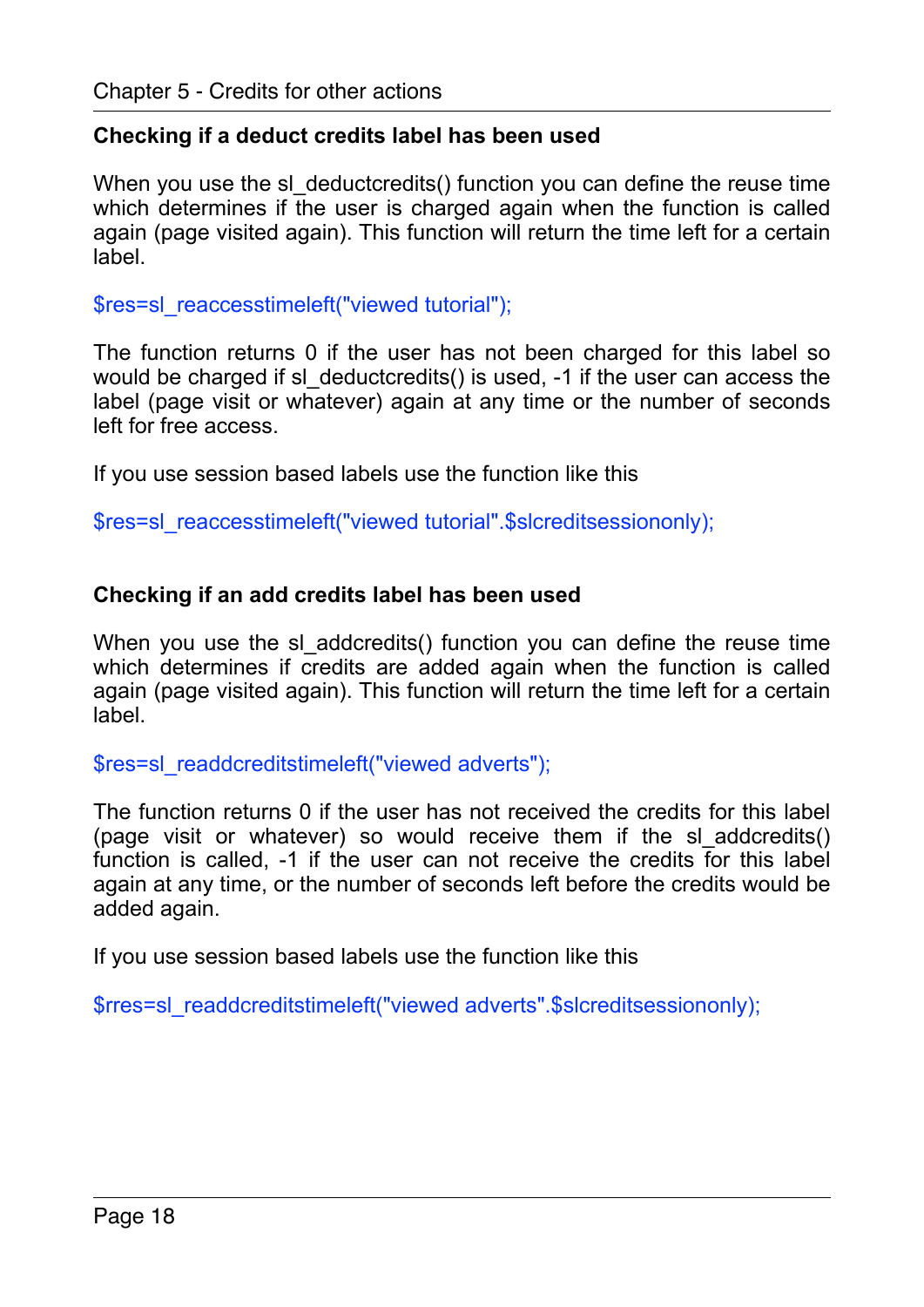### Checking if a deduct credits label has been used

When you use the sl_deductcredits() function you can define the reuse time which determines if the user is charged again when the function is called again (page visited again). This function will return the time left for a certain label.

```
$res=sl_reaccesstimeleft("viewed tutorial");
```

The function returns 0 if the user has not been charged for this label so would be charged if sl_deductcredits() is used, -1 if the user can access the label (page visit or whatever) again at any time or the number of seconds left for free access.

If you use session based labels use the function like this

```
$res=sl_reaccesstimeleft("viewed tutorial".$slcreditsessiononly);
```

### Checking if an add credits label has been used

When you use the sl_addcredits() function you can define the reuse time which determines if credits are added again when the function is called again (page visited again). This function will return the time left for a certain label.

```
$res=sl_readdcreditstimeleft("viewed adverts");
```

The function returns 0 if the user has not received the credits for this label (page visit or whatever) so would receive them if the sl_addcredits() function is called, -1 if the user can not receive the credits for this label again at any time, or the number of seconds left before the credits would be added again.

If you use session based labels use the function like this

```
$rres=sl_readdcreditstimeleft("viewed adverts".$slcreditsessiononly);
```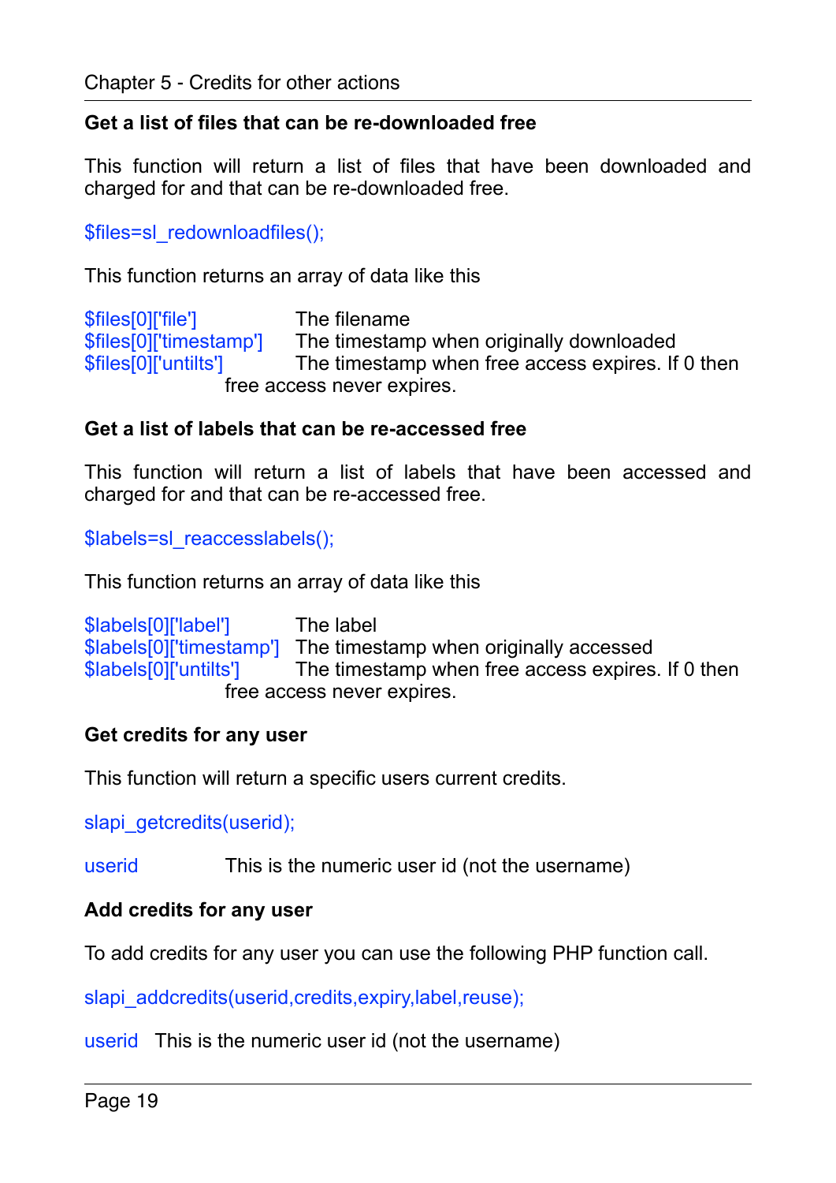### Get a list of files that can be re-downloaded free

This function will return a list of files that have been downloaded and charged for and that can be re-downloaded free.

```
$files=sl_redownloadfiles();
```

This function returns an array of data like this

| | |
|---|---|
| $files[0]['file'] | The filename |
| $files[0]['timestamp'] | The timestamp when originally downloaded |
| $files[0]['untilts'] | The timestamp when free access expires. If 0 then free access never expires. |

### Get a list of labels that can be re-accessed free

This function will return a list of labels that have been accessed and charged for and that can be re-accessed free.

```
$labels=sl_reaccesslabels();
```

This function returns an array of data like this

| | |
|---|---|
| $labels[0]['label'] | The label |
| $labels[0]['timestamp'] | The timestamp when originally accessed |
| $labels[0]['untilts'] | The timestamp when free access expires. If 0 then free access never expires. |

### Get credits for any user

This function will return a specific users current credits.

```
slapi_getcredits(userid);
```

| | |
|---|---|
| userid | This is the numeric user id (not the username) |

### Add credits for any user

To add credits for any user you can use the following PHP function call.

```
slapi_addcredits(userid,credits,expiry,label,reuse);
```

| | |
|---|---|
| userid | This is the numeric user id (not the username) |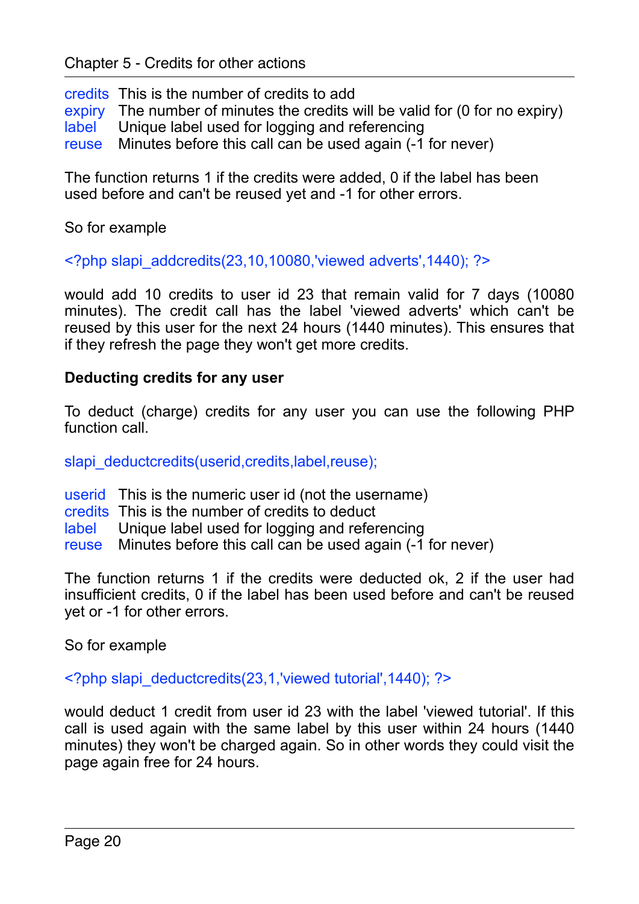credits This is the number of credits to add
expiry The number of minutes the credits will be valid for (0 for no expiry)
label Unique label used for logging and referencing
reuse Minutes before this call can be used again (-1 for never)

The function returns 1 if the credits were added, 0 if the label has been used before and can't be reused yet and -1 for other errors.

So for example

```
<?php slapi_addcredits(23,10,10080,'viewed adverts',1440); ?>
```

would add 10 credits to user id 23 that remain valid for 7 days (10080 minutes). The credit call has the label 'viewed adverts' which can't be reused by this user for the next 24 hours (1440 minutes). This ensures that if they refresh the page they won't get more credits.

**Deducting credits for any user**

To deduct (charge) credits for any user you can use the following PHP function call.

```
slapi_deductcredits(userid,credits,label,reuse);
```

userid This is the numeric user id (not the username)
credits This is the number of credits to deduct
label Unique label used for logging and referencing
reuse Minutes before this call can be used again (-1 for never)

The function returns 1 if the credits were deducted ok, 2 if the user had insufficient credits, 0 if the label has been used before and can't be reused yet or -1 for other errors.

So for example

```
<?php slapi_deductcredits(23,1,'viewed tutorial',1440); ?>
```

would deduct 1 credit from user id 23 with the label 'viewed tutorial'. If this call is used again with the same label by this user within 24 hours (1440 minutes) they won't be charged again. So in other words they could visit the page again free for 24 hours.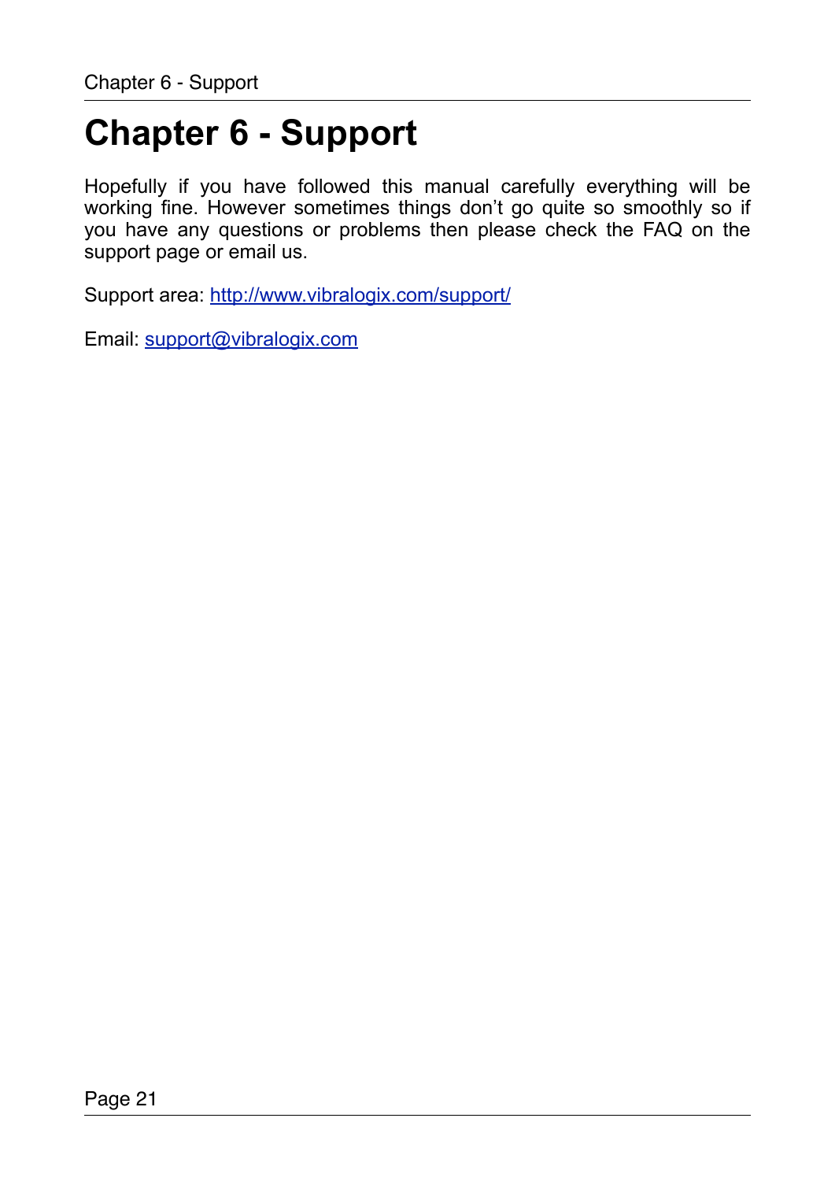# Chapter 6 - Support

Hopefully if you have followed this manual carefully everything will be working fine. However sometimes things don't go quite so smoothly so if you have any questions or problems then please check the FAQ on the support page or email us.

Support area: http://www.vibralogix.com/support/

Email: support@vibralogix.com